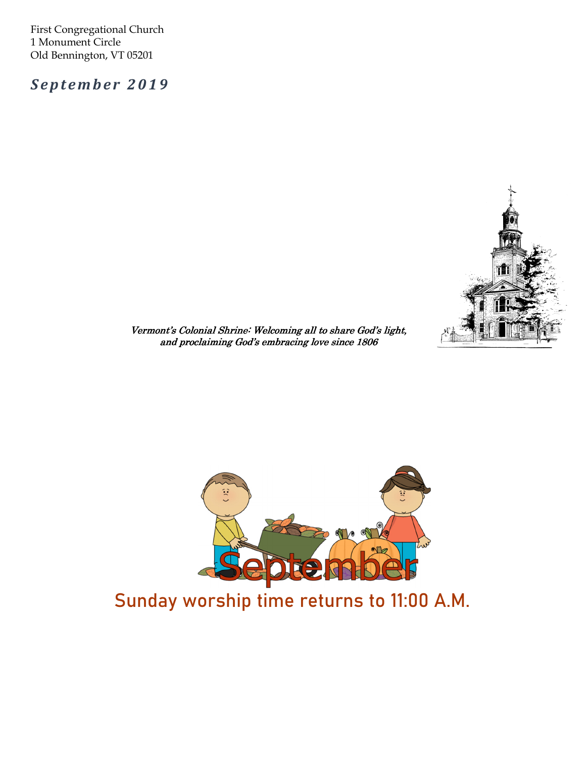First Congregational Church
1 Monument Circle
Old Bennington, VT 05201

## *September 2019*

*Vermont's Colonial Shrine: Welcoming all to share God's light, and proclaiming God's embracing love since 1806*

September

## Sunday worship time returns to 11:00 A.M.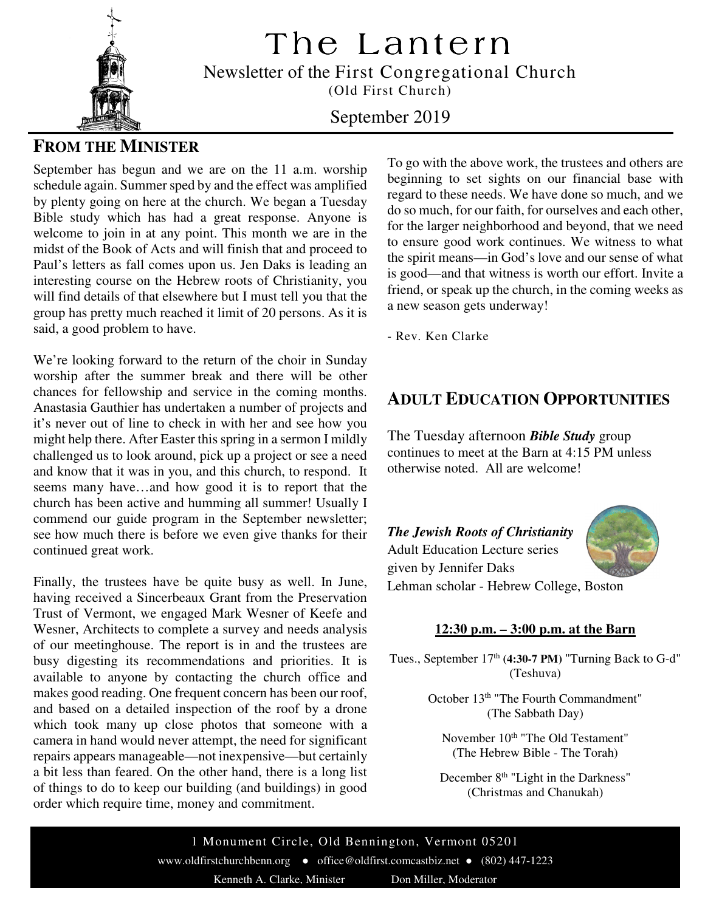# The Lantern

Newsletter of the First Congregational Church
(Old First Church)

September 2019

## FROM THE MINISTER

September has begun and we are on the 11 a.m. worship schedule again. Summer sped by and the effect was amplified by plenty going on here at the church. We began a Tuesday Bible study which has had a great response. Anyone is welcome to join in at any point. This month we are in the midst of the Book of Acts and will finish that and proceed to Paul's letters as fall comes upon us. Jen Daks is leading an interesting course on the Hebrew roots of Christianity, you will find details of that elsewhere but I must tell you that the group has pretty much reached it limit of 20 persons. As it is said, a good problem to have.

We're looking forward to the return of the choir in Sunday worship after the summer break and there will be other chances for fellowship and service in the coming months. Anastasia Gauthier has undertaken a number of projects and it's never out of line to check in with her and see how you might help there. After Easter this spring in a sermon I mildly challenged us to look around, pick up a project or see a need and know that it was in you, and this church, to respond. It seems many have…and how good it is to report that the church has been active and humming all summer! Usually I commend our guide program in the September newsletter; see how much there is before we even give thanks for their continued great work.

Finally, the trustees have be quite busy as well. In June, having received a Sincerbeaux Grant from the Preservation Trust of Vermont, we engaged Mark Wesner of Keefe and Wesner, Architects to complete a survey and needs analysis of our meetinghouse. The report is in and the trustees are busy digesting its recommendations and priorities. It is available to anyone by contacting the church office and makes good reading. One frequent concern has been our roof, and based on a detailed inspection of the roof by a drone which took many up close photos that someone with a camera in hand would never attempt, the need for significant repairs appears manageable—not inexpensive—but certainly a bit less than feared. On the other hand, there is a long list of things to do to keep our building (and buildings) in good order which require time, money and commitment.

To go with the above work, the trustees and others are beginning to set sights on our financial base with regard to these needs. We have done so much, and we do so much, for our faith, for ourselves and each other, for the larger neighborhood and beyond, that we need to ensure good work continues. We witness to what the spirit means—in God's love and our sense of what is good—and that witness is worth our effort. Invite a friend, or speak up the church, in the coming weeks as a new season gets underway!

- Rev. Ken Clarke

## ADULT EDUCATION OPPORTUNITIES

The Tuesday afternoon ***Bible Study*** group continues to meet at the Barn at 4:15 PM unless otherwise noted. All are welcome!

***The Jewish Roots of Christianity***
Adult Education Lecture series
given by Jennifer Daks
Lehman scholar - Hebrew College, Boston

**12:30 p.m. – 3:00 p.m. at the Barn**

Tues., September 17th (**4:30-7 PM**) "Turning Back to G-d" (Teshuva)

October 13th "The Fourth Commandment" (The Sabbath Day)

November 10th "The Old Testament" (The Hebrew Bible - The Torah)

December 8th "Light in the Darkness" (Christmas and Chanukah)

1 Monument Circle, Old Bennington, Vermont 05201
www.oldfirstchurchbenn.org • office@oldfirst.comcastbiz.net • (802) 447-1223
Kenneth A. Clarke, Minister    Don Miller, Moderator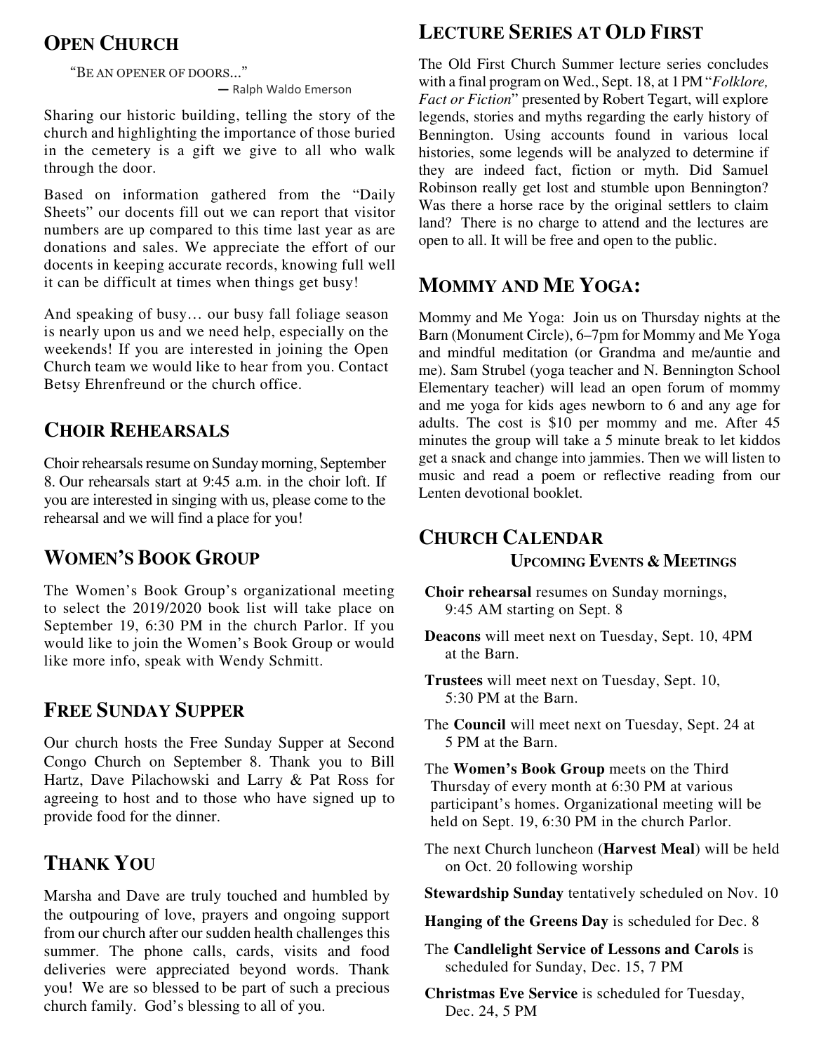## Open Church

"Be an opener of doors..."
— Ralph Waldo Emerson

Sharing our historic building, telling the story of the church and highlighting the importance of those buried in the cemetery is a gift we give to all who walk through the door.

Based on information gathered from the "Daily Sheets" our docents fill out we can report that visitor numbers are up compared to this time last year as are donations and sales. We appreciate the effort of our docents in keeping accurate records, knowing full well it can be difficult at times when things get busy!

And speaking of busy… our busy fall foliage season is nearly upon us and we need help, especially on the weekends! If you are interested in joining the Open Church team we would like to hear from you. Contact Betsy Ehrenfreund or the church office.

## Choir Rehearsals

Choir rehearsals resume on Sunday morning, September 8. Our rehearsals start at 9:45 a.m. in the choir loft. If you are interested in singing with us, please come to the rehearsal and we will find a place for you!

## Women's Book Group

The Women's Book Group's organizational meeting to select the 2019/2020 book list will take place on September 19, 6:30 PM in the church Parlor. If you would like to join the Women's Book Group or would like more info, speak with Wendy Schmitt.

## Free Sunday Supper

Our church hosts the Free Sunday Supper at Second Congo Church on September 8. Thank you to Bill Hartz, Dave Pilachowski and Larry & Pat Ross for agreeing to host and to those who have signed up to provide food for the dinner.

## Thank You

Marsha and Dave are truly touched and humbled by the outpouring of love, prayers and ongoing support from our church after our sudden health challenges this summer. The phone calls, cards, visits and food deliveries were appreciated beyond words. Thank you! We are so blessed to be part of such a precious church family. God's blessing to all of you.

## Lecture Series at Old First

The Old First Church Summer lecture series concludes with a final program on Wed., Sept. 18, at 1 PM "*Folklore, Fact or Fiction*" presented by Robert Tegart, will explore legends, stories and myths regarding the early history of Bennington. Using accounts found in various local histories, some legends will be analyzed to determine if they are indeed fact, fiction or myth. Did Samuel Robinson really get lost and stumble upon Bennington? Was there a horse race by the original settlers to claim land? There is no charge to attend and the lectures are open to all. It will be free and open to the public.

## Mommy and Me Yoga:

Mommy and Me Yoga: Join us on Thursday nights at the Barn (Monument Circle), 6–7pm for Mommy and Me Yoga and mindful meditation (or Grandma and me/auntie and me). Sam Strubel (yoga teacher and N. Bennington School Elementary teacher) will lead an open forum of mommy and me yoga for kids ages newborn to 6 and any age for adults. The cost is $10 per mommy and me. After 45 minutes the group will take a 5 minute break to let kiddos get a snack and change into jammies. Then we will listen to music and read a poem or reflective reading from our Lenten devotional booklet.

## Church Calendar

### Upcoming Events & Meetings

**Choir rehearsal** resumes on Sunday mornings, 9:45 AM starting on Sept. 8

**Deacons** will meet next on Tuesday, Sept. 10, 4PM at the Barn.

**Trustees** will meet next on Tuesday, Sept. 10, 5:30 PM at the Barn.

The **Council** will meet next on Tuesday, Sept. 24 at 5 PM at the Barn.

The **Women's Book Group** meets on the Third Thursday of every month at 6:30 PM at various participant's homes. Organizational meeting will be held on Sept. 19, 6:30 PM in the church Parlor.

The next Church luncheon (**Harvest Meal**) will be held on Oct. 20 following worship

**Stewardship Sunday** tentatively scheduled on Nov. 10

**Hanging of the Greens Day** is scheduled for Dec. 8

The **Candlelight Service of Lessons and Carols** is scheduled for Sunday, Dec. 15, 7 PM

**Christmas Eve Service** is scheduled for Tuesday, Dec. 24, 5 PM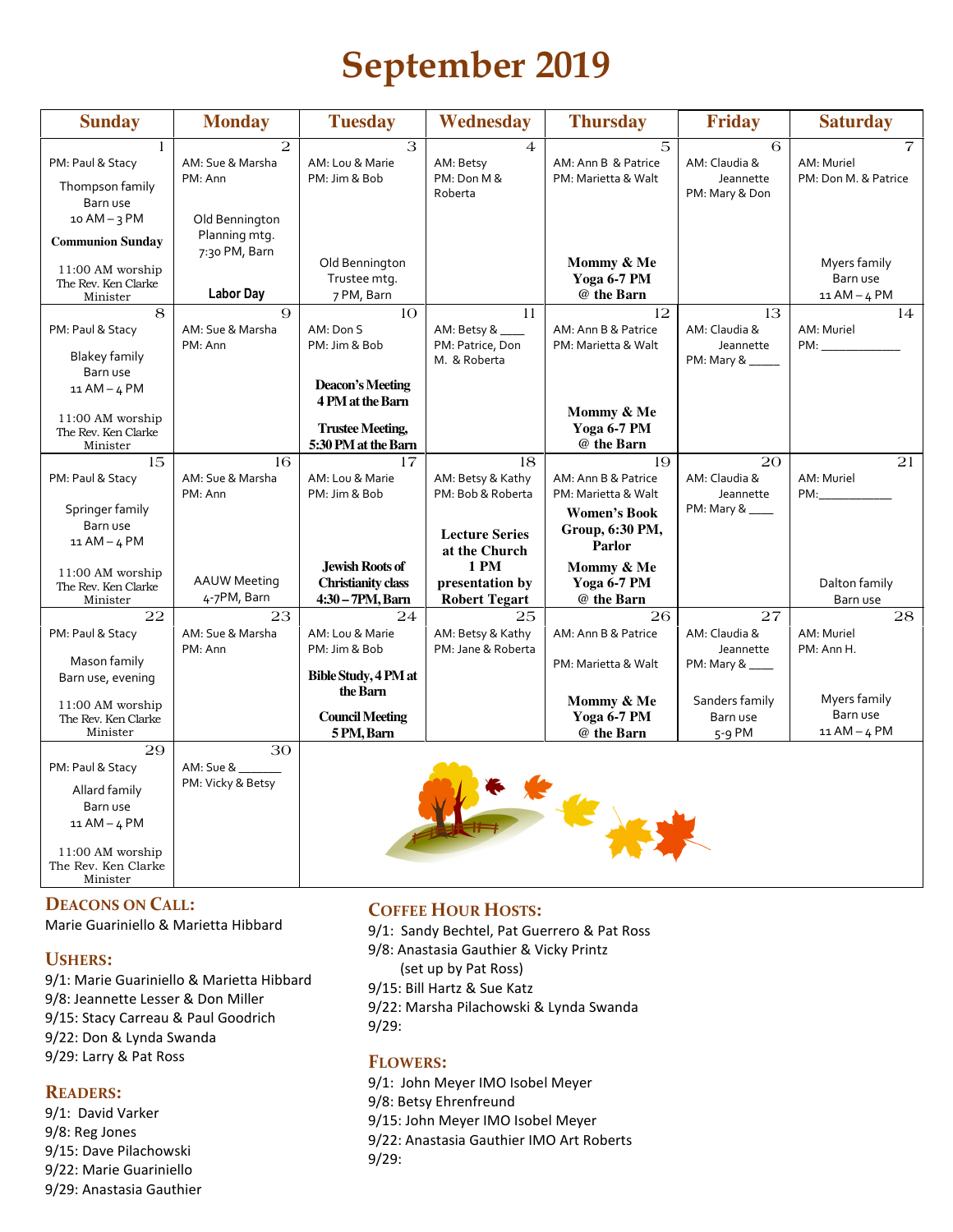# September 2019

| Sunday | Monday | Tuesday | Wednesday | Thursday | Friday | Saturday |
|---|---|---|---|---|---|---|
| 1<br>PM: Paul & Stacy<br>Thompson family Barn use 10 AM – 3 PM<br>**Communion Sunday**<br>11:00 AM worship The Rev. Ken Clarke Minister | 2<br>AM: Sue & Marsha<br>PM: Ann<br>Old Bennington Planning mtg. 7:30 PM, Barn<br>**Labor Day** | 3<br>AM: Lou & Marie<br>PM: Jim & Bob<br>Old Bennington Trustee mtg. 7 PM, Barn | 4<br>AM: Betsy<br>PM: Don M & Roberta | 5<br>AM: Ann B & Patrice<br>PM: Marietta & Walt<br>**Mommy & Me Yoga 6-7 PM @ the Barn** | 6<br>AM: Claudia & Jeannette<br>PM: Mary & Don | 7<br>AM: Muriel<br>PM: Don M. & Patrice<br>Myers family Barn use 11 AM – 4 PM |
| 8<br>PM: Paul & Stacy<br>Blakey family Barn use 11 AM – 4 PM<br>11:00 AM worship The Rev. Ken Clarke Minister | 9<br>AM: Sue & Marsha<br>PM: Ann | 10<br>AM: Don S<br>PM: Jim & Bob<br>**Deacon's Meeting 4 PM at the Barn**<br>**Trustee Meeting, 5:30 PM at the Barn** | 11<br>AM: Betsy & ____<br>PM: Patrice, Don M. & Roberta | 12<br>AM: Ann B & Patrice<br>PM: Marietta & Walt<br>**Mommy & Me Yoga 6-7 PM @ the Barn** | 13<br>AM: Claudia & Jeannette<br>PM: Mary & _____ | 14<br>AM: Muriel<br>PM: ____________ |
| 15<br>PM: Paul & Stacy<br>Springer family Barn use 11 AM – 4 PM<br>11:00 AM worship The Rev. Ken Clarke Minister | 16<br>AM: Sue & Marsha<br>PM: Ann<br>AAUW Meeting 4-7PM, Barn | 17<br>AM: Lou & Marie<br>PM: Jim & Bob<br>**Jewish Roots of Christianity class 4:30 – 7PM, Barn** | 18<br>AM: Betsy & Kathy<br>PM: Bob & Roberta<br>**Lecture Series at the Church 1 PM presentation by Robert Tegart** | 19<br>AM: Ann B & Patrice<br>PM: Marietta & Walt<br>**Women's Book Group, 6:30 PM, Parlor**<br>**Mommy & Me Yoga 6-7 PM @ the Barn** | 20<br>AM: Claudia & Jeannette<br>PM: Mary & ____ | 21<br>AM: Muriel<br>PM:___________<br>Dalton family Barn use |
| 22<br>PM: Paul & Stacy<br>Mason family Barn use, evening<br>11:00 AM worship The Rev. Ken Clarke Minister | 23<br>AM: Sue & Marsha<br>PM: Ann | 24<br>AM: Lou & Marie<br>PM: Jim & Bob<br>**Bible Study, 4 PM at the Barn**<br>**Council Meeting 5 PM, Barn** | 25<br>AM: Betsy & Kathy<br>PM: Jane & Roberta | 26<br>AM: Ann B & Patrice<br>PM: Marietta & Walt<br>**Mommy & Me Yoga 6-7 PM @ the Barn** | 27<br>AM: Claudia & Jeannette<br>PM: Mary & ____<br>Sanders family Barn use 5-9 PM | 28<br>AM: Muriel<br>PM: Ann H.<br>Myers family Barn use 11 AM – 4 PM |
| 29<br>PM: Paul & Stacy<br>Allard family Barn use 11 AM – 4 PM<br>11:00 AM worship The Rev. Ken Clarke Minister | 30<br>AM: Sue & _______<br>PM: Vicky & Betsy | | | | | |

## Deacons on Call:
Marie Guariniello & Marietta Hibbard

## Ushers:
9/1: Marie Guariniello & Marietta Hibbard
9/8: Jeannette Lesser & Don Miller
9/15: Stacy Carreau & Paul Goodrich
9/22: Don & Lynda Swanda
9/29: Larry & Pat Ross

## Readers:
9/1: David Varker
9/8: Reg Jones
9/15: Dave Pilachowski
9/22: Marie Guariniello
9/29: Anastasia Gauthier

## Coffee Hour Hosts:
9/1: Sandy Bechtel, Pat Guerrero & Pat Ross
9/8: Anastasia Gauthier & Vicky Printz
(set up by Pat Ross)
9/15: Bill Hartz & Sue Katz
9/22: Marsha Pilachowski & Lynda Swanda
9/29:

## Flowers:
9/1: John Meyer IMO Isobel Meyer
9/8: Betsy Ehrenfreund
9/15: John Meyer IMO Isobel Meyer
9/22: Anastasia Gauthier IMO Art Roberts
9/29: